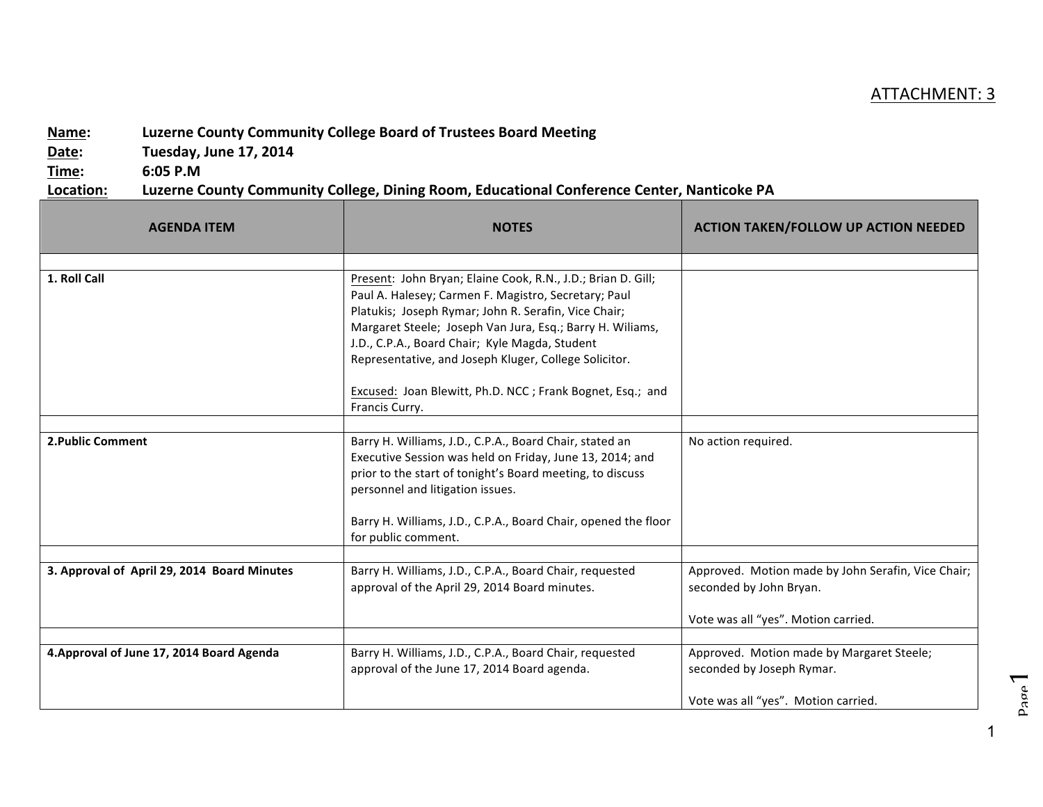ATTACHMENT: 3

**Name:** Luzerne County Community College Board of Trustees Board Meeting
**Date:** Tuesday, June 17, 2014
**Time:** 6:05 P.M
**Location:** Luzerne County Community College, Dining Room, Educational Conference Center, Nanticoke PA

| AGENDA ITEM | NOTES | ACTION TAKEN/FOLLOW UP ACTION NEEDED |
|---|---|---|
| **1. Roll Call** | Present: John Bryan; Elaine Cook, R.N., J.D.; Brian D. Gill; Paul A. Halesey; Carmen F. Magistro, Secretary; Paul Platukis; Joseph Rymar; John R. Serafin, Vice Chair; Margaret Steele; Joseph Van Jura, Esq.; Barry H. Wiliams, J.D., C.P.A., Board Chair; Kyle Magda, Student Representative, and Joseph Kluger, College Solicitor.<br><br>Excused: Joan Blewitt, Ph.D. NCC ; Frank Bognet, Esq.; and Francis Curry. | |
| **2.Public Comment** | Barry H. Williams, J.D., C.P.A., Board Chair, stated an Executive Session was held on Friday, June 13, 2014; and prior to the start of tonight's Board meeting, to discuss personnel and litigation issues.<br><br>Barry H. Williams, J.D., C.P.A., Board Chair, opened the floor for public comment. | No action required. |
| **3. Approval of April 29, 2014 Board Minutes** | Barry H. Williams, J.D., C.P.A., Board Chair, requested approval of the April 29, 2014 Board minutes. | Approved. Motion made by John Serafin, Vice Chair; seconded by John Bryan.<br><br>Vote was all "yes". Motion carried. |
| **4.Approval of June 17, 2014 Board Agenda** | Barry H. Williams, J.D., C.P.A., Board Chair, requested approval of the June 17, 2014 Board agenda. | Approved. Motion made by Margaret Steele; seconded by Joseph Rymar.<br><br>Vote was all "yes". Motion carried. |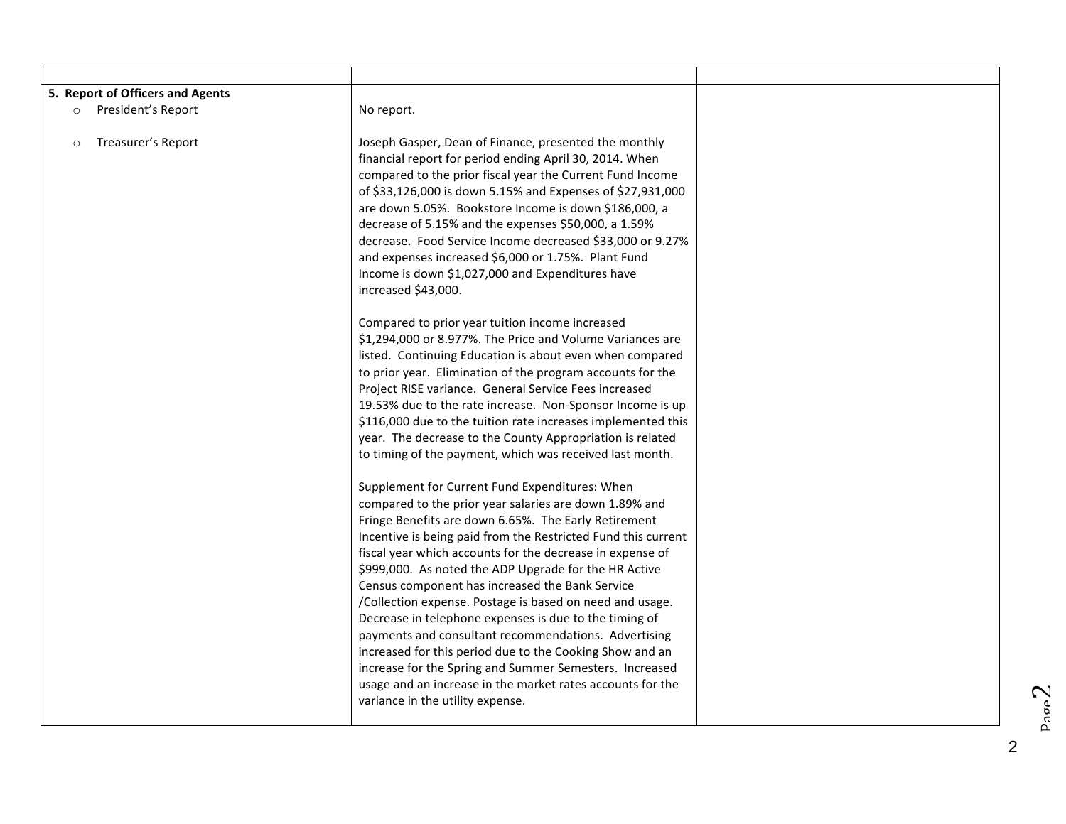| | | |
|---|---|---|
| **5. Report of Officers and Agents** | | |
| ○ President's Report | No report. | |
| ○ Treasurer's Report | Joseph Gasper, Dean of Finance, presented the monthly financial report for period ending April 30, 2014. When compared to the prior fiscal year the Current Fund Income of $33,126,000 is down 5.15% and Expenses of $27,931,000 are down 5.05%. Bookstore Income is down $186,000, a decrease of 5.15% and the expenses $50,000, a 1.59% decrease. Food Service Income decreased $33,000 or 9.27% and expenses increased $6,000 or 1.75%. Plant Fund Income is down $1,027,000 and Expenditures have increased $43,000.<br><br>Compared to prior year tuition income increased $1,294,000 or 8.977%. The Price and Volume Variances are listed. Continuing Education is about even when compared to prior year. Elimination of the program accounts for the Project RISE variance. General Service Fees increased 19.53% due to the rate increase. Non-Sponsor Income is up $116,000 due to the tuition rate increases implemented this year. The decrease to the County Appropriation is related to timing of the payment, which was received last month.<br><br>Supplement for Current Fund Expenditures: When compared to the prior year salaries are down 1.89% and Fringe Benefits are down 6.65%. The Early Retirement Incentive is being paid from the Restricted Fund this current fiscal year which accounts for the decrease in expense of $999,000. As noted the ADP Upgrade for the HR Active Census component has increased the Bank Service /Collection expense. Postage is based on need and usage. Decrease in telephone expenses is due to the timing of payments and consultant recommendations. Advertising increased for this period due to the Cooking Show and an increase for the Spring and Summer Semesters. Increased usage and an increase in the market rates accounts for the variance in the utility expense. | |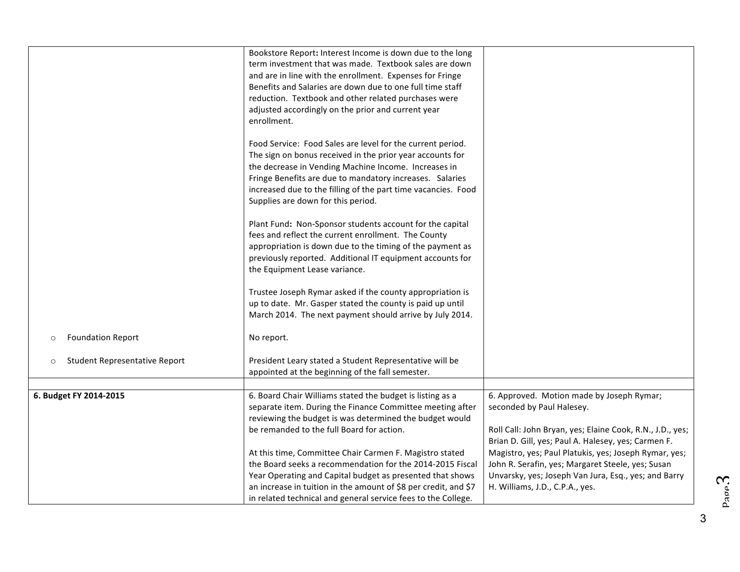| | | |
|---|---|---|
| | Bookstore Report**:** Interest Income is down due to the long term investment that was made. Textbook sales are down and are in line with the enrollment. Expenses for Fringe Benefits and Salaries are down due to one full time staff reduction. Textbook and other related purchases were adjusted accordingly on the prior and current year enrollment.<br><br>Food Service: Food Sales are level for the current period. The sign on bonus received in the prior year accounts for the decrease in Vending Machine Income. Increases in Fringe Benefits are due to mandatory increases. Salaries increased due to the filling of the part time vacancies. Food Supplies are down for this period.<br><br>Plant Fund**:** Non-Sponsor students account for the capital fees and reflect the current enrollment. The County appropriation is down due to the timing of the payment as previously reported. Additional IT equipment accounts for the Equipment Lease variance.<br><br>Trustee Joseph Rymar asked if the county appropriation is up to date. Mr. Gasper stated the county is paid up until March 2014. The next payment should arrive by July 2014. | |
| ○ Foundation Report | No report. | |
| ○ Student Representative Report | President Leary stated a Student Representative will be appointed at the beginning of the fall semester. | |
| | | |
| **6. Budget FY 2014-2015** | 6. Board Chair Williams stated the budget is listing as a separate item. During the Finance Committee meeting after reviewing the budget is was determined the budget would be remanded to the full Board for action.<br><br>At this time, Committee Chair Carmen F. Magistro stated the Board seeks a recommendation for the 2014-2015 Fiscal Year Operating and Capital budget as presented that shows an increase in tuition in the amount of $8 per credit, and $7 in related technical and general service fees to the College. | 6. Approved. Motion made by Joseph Rymar; seconded by Paul Halesey.<br><br>Roll Call: John Bryan, yes; Elaine Cook, R.N., J.D., yes; Brian D. Gill, yes; Paul A. Halesey, yes; Carmen F. Magistro, yes; Paul Platukis, yes; Joseph Rymar, yes; John R. Serafin, yes; Margaret Steele, yes; Susan Unvarsky, yes; Joseph Van Jura, Esq., yes; and Barry H. Williams, J.D., C.P.A., yes. |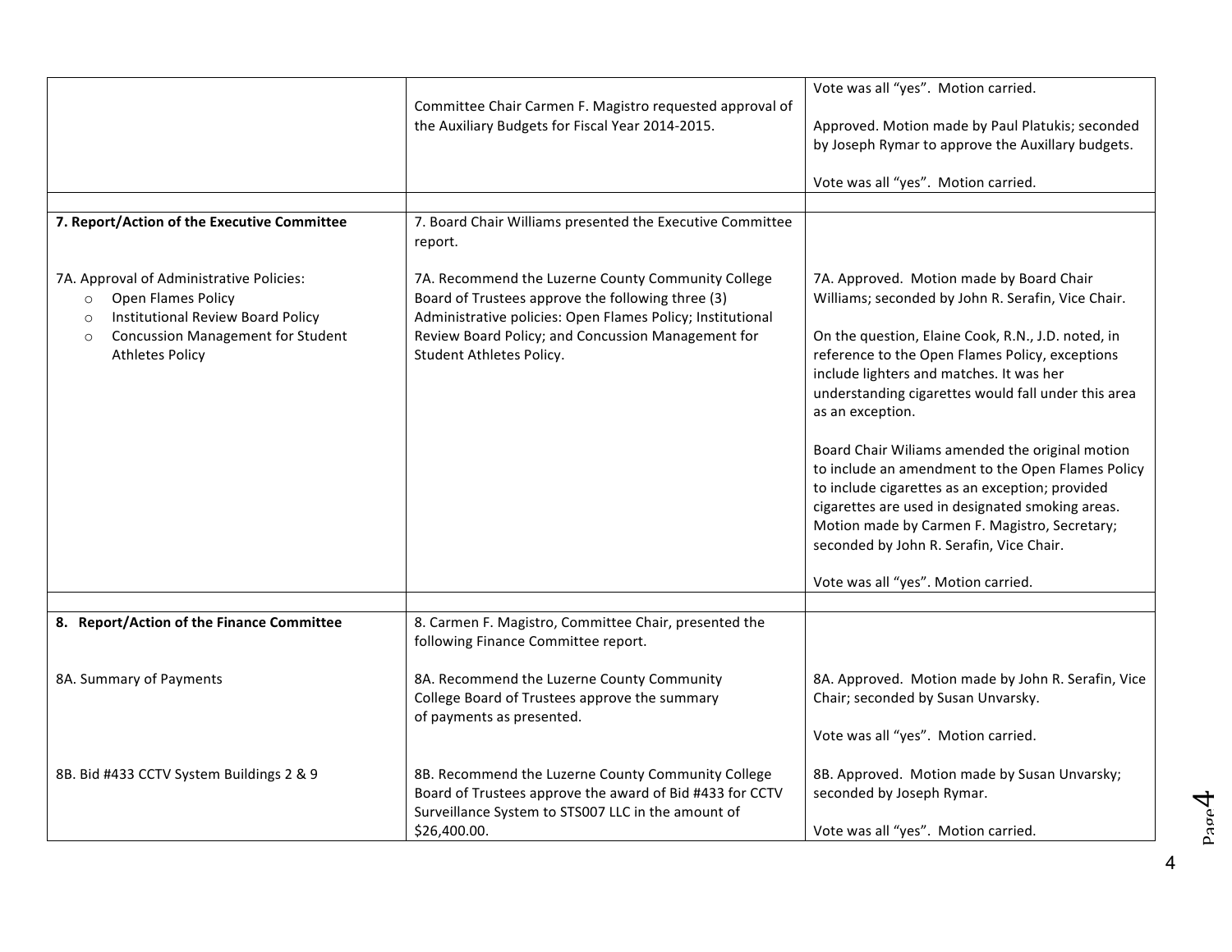| | | |
|---|---|---|
| | Committee Chair Carmen F. Magistro requested approval of the Auxiliary Budgets for Fiscal Year 2014-2015. | Vote was all "yes". Motion carried.<br><br>Approved. Motion made by Paul Platukis; seconded by Joseph Rymar to approve the Auxillary budgets.<br><br>Vote was all "yes". Motion carried. |
| | | |
| **7. Report/Action of the Executive Committee**<br><br>7A. Approval of Administrative Policies:<br>○ Open Flames Policy<br>○ Institutional Review Board Policy<br>○ Concussion Management for Student Athletes Policy | 7. Board Chair Williams presented the Executive Committee report.<br><br>7A. Recommend the Luzerne County Community College Board of Trustees approve the following three (3) Administrative policies: Open Flames Policy; Institutional Review Board Policy; and Concussion Management for Student Athletes Policy. | 7A. Approved. Motion made by Board Chair Williams; seconded by John R. Serafin, Vice Chair.<br><br>On the question, Elaine Cook, R.N., J.D. noted, in reference to the Open Flames Policy, exceptions include lighters and matches. It was her understanding cigarettes would fall under this area as an exception.<br><br>Board Chair Wiliams amended the original motion to include an amendment to the Open Flames Policy to include cigarettes as an exception; provided cigarettes are used in designated smoking areas. Motion made by Carmen F. Magistro, Secretary; seconded by John R. Serafin, Vice Chair.<br><br>Vote was all "yes". Motion carried. |
| | | |
| **8. Report/Action of the Finance Committee**<br><br>8A. Summary of Payments<br><br>8B. Bid #433 CCTV System Buildings 2 & 9 | 8. Carmen F. Magistro, Committee Chair, presented the following Finance Committee report.<br><br>8A. Recommend the Luzerne County Community College Board of Trustees approve the summary of payments as presented.<br><br>8B. Recommend the Luzerne County Community College Board of Trustees approve the award of Bid #433 for CCTV Surveillance System to STS007 LLC in the amount of $26,400.00. | 8A. Approved. Motion made by John R. Serafin, Vice Chair; seconded by Susan Unvarsky.<br><br>Vote was all "yes". Motion carried.<br><br>8B. Approved. Motion made by Susan Unvarsky; seconded by Joseph Rymar.<br><br>Vote was all "yes". Motion carried. |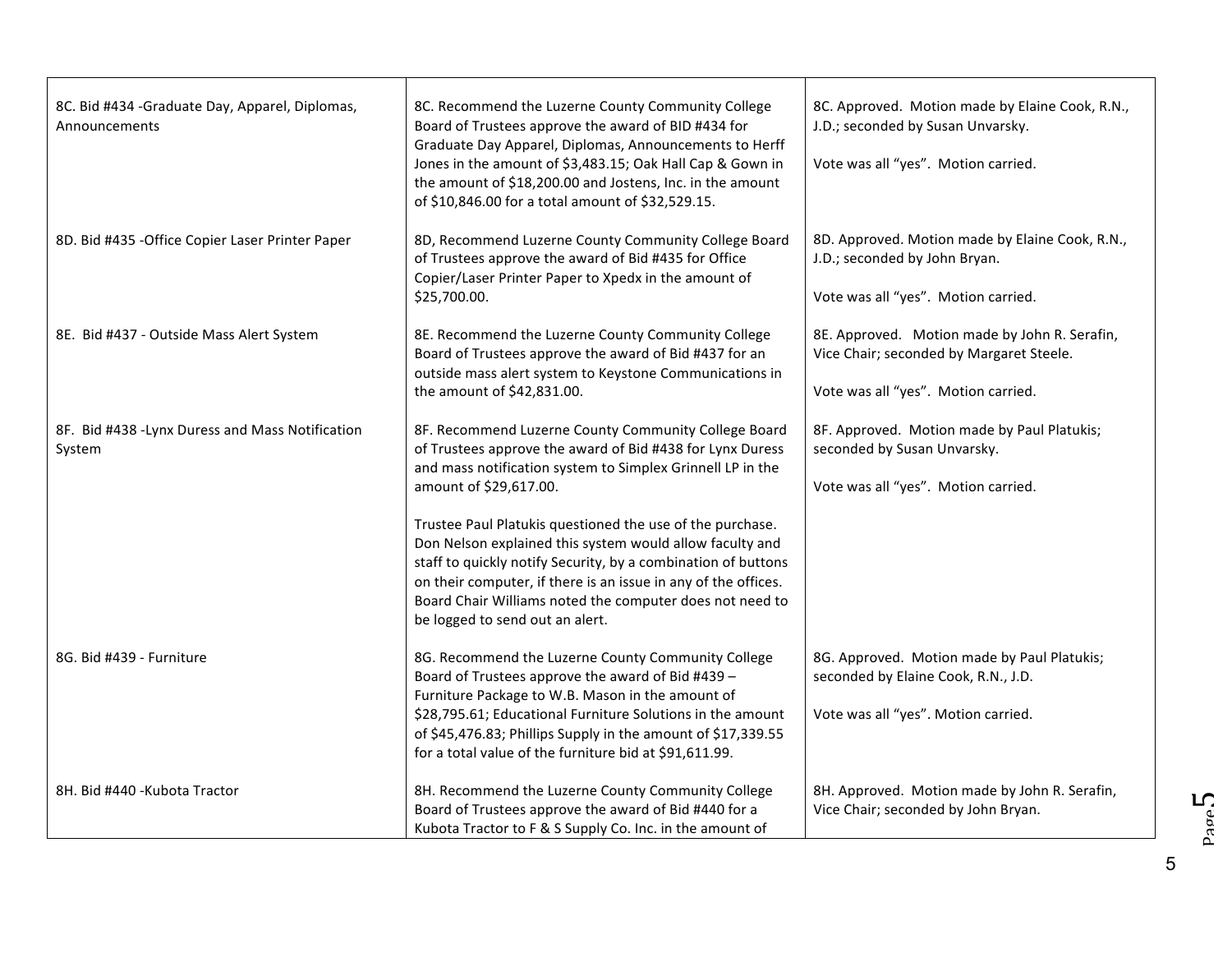| | | |
|---|---|---|
| 8C. Bid #434 -Graduate Day, Apparel, Diplomas, Announcements | 8C. Recommend the Luzerne County Community College Board of Trustees approve the award of BID #434 for Graduate Day Apparel, Diplomas, Announcements to Herff Jones in the amount of $3,483.15; Oak Hall Cap & Gown in the amount of $18,200.00 and Jostens, Inc. in the amount of $10,846.00 for a total amount of $32,529.15. | 8C. Approved. Motion made by Elaine Cook, R.N., J.D.; seconded by Susan Unvarsky.<br><br>Vote was all "yes". Motion carried. |
| 8D. Bid #435 -Office Copier Laser Printer Paper | 8D, Recommend Luzerne County Community College Board of Trustees approve the award of Bid #435 for Office Copier/Laser Printer Paper to Xpedx in the amount of $25,700.00. | 8D. Approved. Motion made by Elaine Cook, R.N., J.D.; seconded by John Bryan.<br><br>Vote was all "yes". Motion carried. |
| 8E. Bid #437 - Outside Mass Alert System | 8E. Recommend the Luzerne County Community College Board of Trustees approve the award of Bid #437 for an outside mass alert system to Keystone Communications in the amount of $42,831.00. | 8E. Approved. Motion made by John R. Serafin, Vice Chair; seconded by Margaret Steele.<br><br>Vote was all "yes". Motion carried. |
| 8F. Bid #438 -Lynx Duress and Mass Notification System | 8F. Recommend Luzerne County Community College Board of Trustees approve the award of Bid #438 for Lynx Duress and mass notification system to Simplex Grinnell LP in the amount of $29,617.00.<br><br>Trustee Paul Platukis questioned the use of the purchase. Don Nelson explained this system would allow faculty and staff to quickly notify Security, by a combination of buttons on their computer, if there is an issue in any of the offices. Board Chair Williams noted the computer does not need to be logged to send out an alert. | 8F. Approved. Motion made by Paul Platukis; seconded by Susan Unvarsky.<br><br>Vote was all "yes". Motion carried. |
| 8G. Bid #439 - Furniture | 8G. Recommend the Luzerne County Community College Board of Trustees approve the award of Bid #439 – Furniture Package to W.B. Mason in the amount of $28,795.61; Educational Furniture Solutions in the amount of $45,476.83; Phillips Supply in the amount of $17,339.55 for a total value of the furniture bid at $91,611.99. | 8G. Approved. Motion made by Paul Platukis; seconded by Elaine Cook, R.N., J.D.<br><br>Vote was all "yes". Motion carried. |
| 8H. Bid #440 -Kubota Tractor | 8H. Recommend the Luzerne County Community College Board of Trustees approve the award of Bid #440 for a Kubota Tractor to F & S Supply Co. Inc. in the amount of | 8H. Approved. Motion made by John R. Serafin, Vice Chair; seconded by John Bryan. |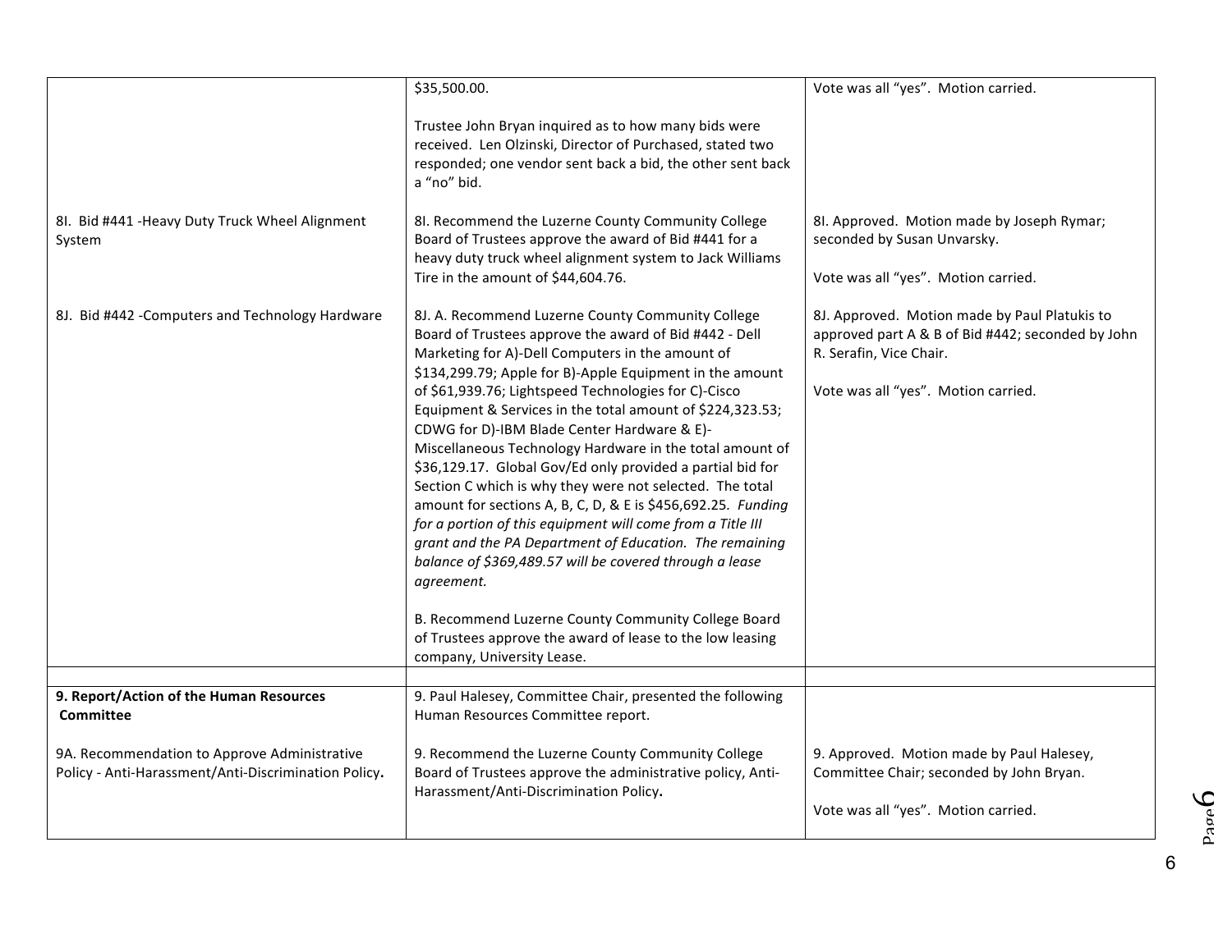| | | |
|---|---|---|
| | \$35,500.00.<br><br>Trustee John Bryan inquired as to how many bids were received. Len Olzinski, Director of Purchased, stated two responded; one vendor sent back a bid, the other sent back a "no" bid. | Vote was all "yes". Motion carried. |
| 8I. Bid #441 -Heavy Duty Truck Wheel Alignment System | 8I. Recommend the Luzerne County Community College Board of Trustees approve the award of Bid #441 for a heavy duty truck wheel alignment system to Jack Williams Tire in the amount of \$44,604.76. | 8I. Approved. Motion made by Joseph Rymar; seconded by Susan Unvarsky.<br><br>Vote was all "yes". Motion carried. |
| 8J. Bid #442 -Computers and Technology Hardware | 8J. A. Recommend Luzerne County Community College Board of Trustees approve the award of Bid #442 - Dell Marketing for A)-Dell Computers in the amount of \$134,299.79; Apple for B)-Apple Equipment in the amount of \$61,939.76; Lightspeed Technologies for C)-Cisco Equipment & Services in the total amount of \$224,323.53; CDWG for D)-IBM Blade Center Hardware & E)-Miscellaneous Technology Hardware in the total amount of \$36,129.17. Global Gov/Ed only provided a partial bid for Section C which is why they were not selected. The total amount for sections A, B, C, D, & E is \$456,692.25. *Funding for a portion of this equipment will come from a Title III grant and the PA Department of Education. The remaining balance of \$369,489.57 will be covered through a lease agreement.*<br><br>B. Recommend Luzerne County Community College Board of Trustees approve the award of lease to the low leasing company, University Lease. | 8J. Approved. Motion made by Paul Platukis to approved part A & B of Bid #442; seconded by John R. Serafin, Vice Chair.<br><br>Vote was all "yes". Motion carried. |
| | | |
| **9. Report/Action of the Human Resources Committee**<br><br>9A. Recommendation to Approve Administrative Policy - Anti-Harassment/Anti-Discrimination Policy**.** | 9. Paul Halesey, Committee Chair, presented the following Human Resources Committee report.<br><br>9. Recommend the Luzerne County Community College Board of Trustees approve the administrative policy, Anti-Harassment/Anti-Discrimination Policy**.** | 9. Approved. Motion made by Paul Halesey, Committee Chair; seconded by John Bryan.<br><br>Vote was all "yes". Motion carried. |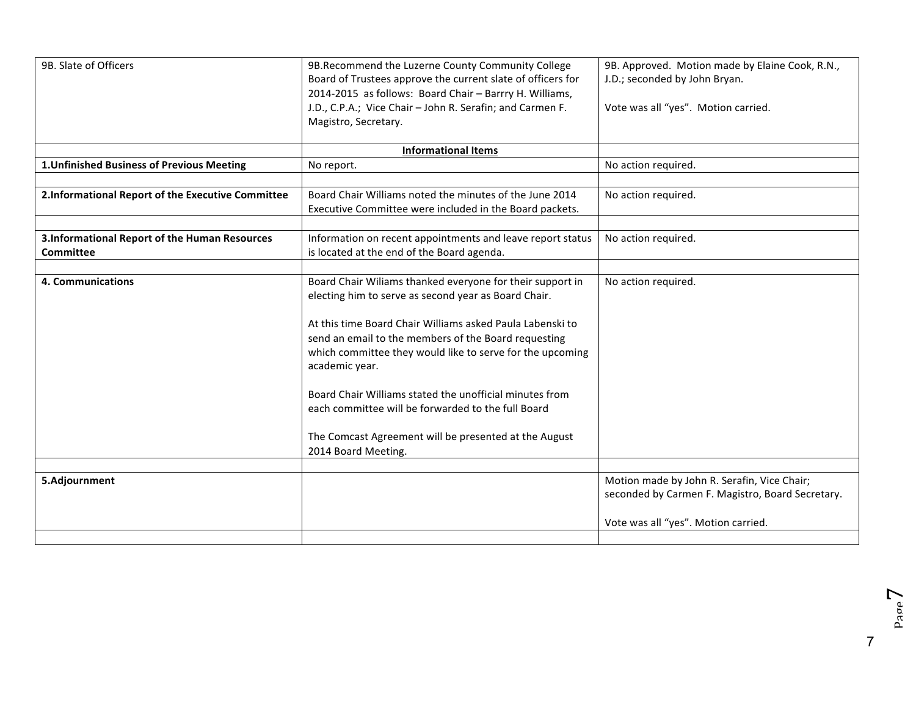| | | |
|---|---|---|
| 9B. Slate of Officers | 9B.Recommend the Luzerne County Community College Board of Trustees approve the current slate of officers for 2014-2015 as follows: Board Chair – Barrry H. Williams, J.D., C.P.A.; Vice Chair – John R. Serafin; and Carmen F. Magistro, Secretary. | 9B. Approved. Motion made by Elaine Cook, R.N., J.D.; seconded by John Bryan.<br><br>Vote was all "yes". Motion carried. |
| | **Informational Items** | |
| **1.Unfinished Business of Previous Meeting** | No report. | No action required. |
| | | |
| **2.Informational Report of the Executive Committee** | Board Chair Williams noted the minutes of the June 2014 Executive Committee were included in the Board packets. | No action required. |
| | | |
| **3.Informational Report of the Human Resources Committee** | Information on recent appointments and leave report status is located at the end of the Board agenda. | No action required. |
| | | |
| **4. Communications** | Board Chair Wiliams thanked everyone for their support in electing him to serve as second year as Board Chair.<br><br>At this time Board Chair Williams asked Paula Labenski to send an email to the members of the Board requesting which committee they would like to serve for the upcoming academic year.<br><br>Board Chair Williams stated the unofficial minutes from each committee will be forwarded to the full Board<br><br>The Comcast Agreement will be presented at the August 2014 Board Meeting. | No action required. |
| | | |
| **5.Adjournment** | | Motion made by John R. Serafin, Vice Chair; seconded by Carmen F. Magistro, Board Secretary.<br><br>Vote was all "yes". Motion carried. |
| | | |